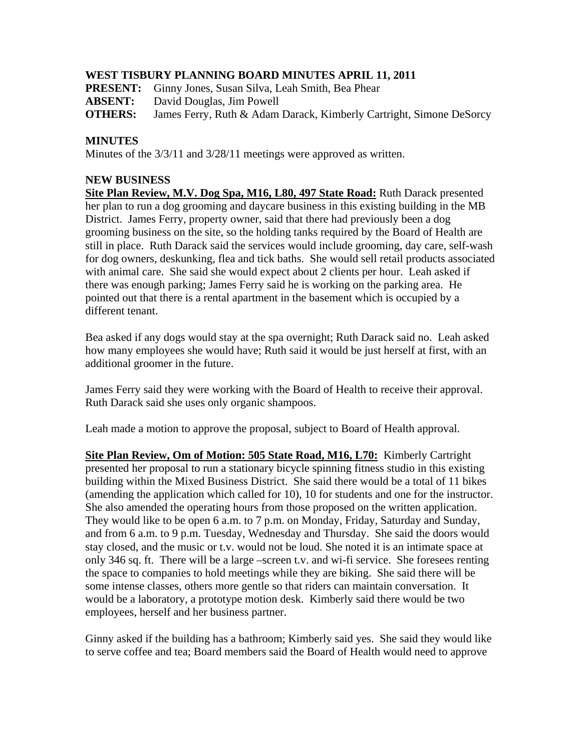# WEST TISBURY PLANNING BOARD MINUTES APRIL 11, 2011

**PRESENT:** Ginny Jones, Susan Silva, Leah Smith, Bea Phear
**ABSENT:** David Douglas, Jim Powell
**OTHERS:** James Ferry, Ruth & Adam Darack, Kimberly Cartright, Simone DeSorcy

## MINUTES

Minutes of the 3/3/11 and 3/28/11 meetings were approved as written.

## NEW BUSINESS

**Site Plan Review, M.V. Dog Spa, M16, L80, 497 State Road:** Ruth Darack presented her plan to run a dog grooming and daycare business in this existing building in the MB District. James Ferry, property owner, said that there had previously been a dog grooming business on the site, so the holding tanks required by the Board of Health are still in place. Ruth Darack said the services would include grooming, day care, self-wash for dog owners, deskunking, flea and tick baths. She would sell retail products associated with animal care. She said she would expect about 2 clients per hour. Leah asked if there was enough parking; James Ferry said he is working on the parking area. He pointed out that there is a rental apartment in the basement which is occupied by a different tenant.

Bea asked if any dogs would stay at the spa overnight; Ruth Darack said no. Leah asked how many employees she would have; Ruth said it would be just herself at first, with an additional groomer in the future.

James Ferry said they were working with the Board of Health to receive their approval. Ruth Darack said she uses only organic shampoos.

Leah made a motion to approve the proposal, subject to Board of Health approval.

**Site Plan Review, Om of Motion: 505 State Road, M16, L70:** Kimberly Cartright presented her proposal to run a stationary bicycle spinning fitness studio in this existing building within the Mixed Business District. She said there would be a total of 11 bikes (amending the application which called for 10), 10 for students and one for the instructor. She also amended the operating hours from those proposed on the written application. They would like to be open 6 a.m. to 7 p.m. on Monday, Friday, Saturday and Sunday, and from 6 a.m. to 9 p.m. Tuesday, Wednesday and Thursday. She said the doors would stay closed, and the music or t.v. would not be loud. She noted it is an intimate space at only 346 sq. ft. There will be a large –screen t.v. and wi-fi service. She foresees renting the space to companies to hold meetings while they are biking. She said there will be some intense classes, others more gentle so that riders can maintain conversation. It would be a laboratory, a prototype motion desk. Kimberly said there would be two employees, herself and her business partner.

Ginny asked if the building has a bathroom; Kimberly said yes. She said they would like to serve coffee and tea; Board members said the Board of Health would need to approve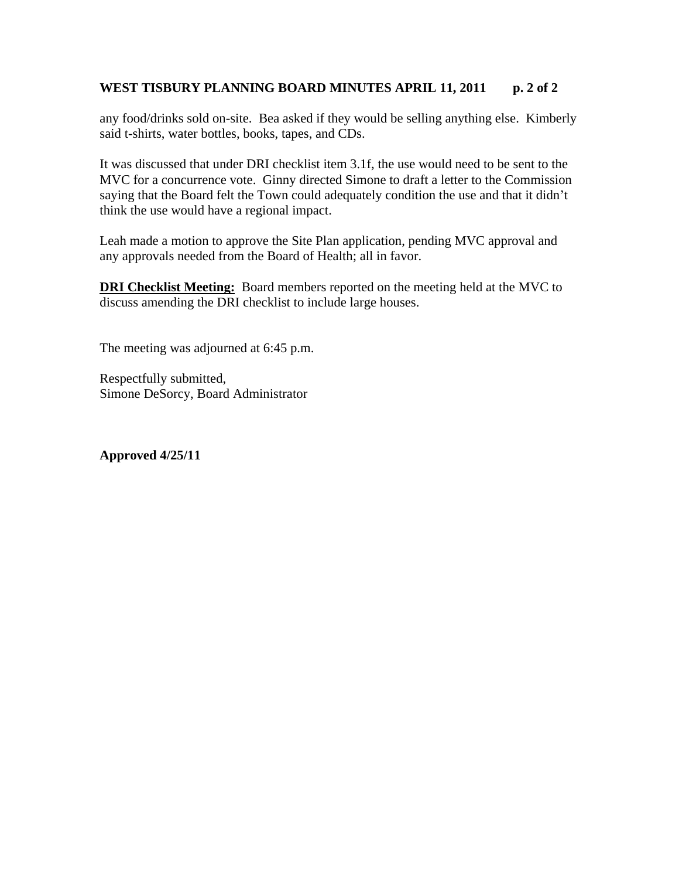any food/drinks sold on-site. Bea asked if they would be selling anything else. Kimberly said t-shirts, water bottles, books, tapes, and CDs.

It was discussed that under DRI checklist item 3.1f, the use would need to be sent to the MVC for a concurrence vote. Ginny directed Simone to draft a letter to the Commission saying that the Board felt the Town could adequately condition the use and that it didn't think the use would have a regional impact.

Leah made a motion to approve the Site Plan application, pending MVC approval and any approvals needed from the Board of Health; all in favor.

**DRI Checklist Meeting:** Board members reported on the meeting held at the MVC to discuss amending the DRI checklist to include large houses.

The meeting was adjourned at 6:45 p.m.

Respectfully submitted,
Simone DeSorcy, Board Administrator

**Approved 4/25/11**